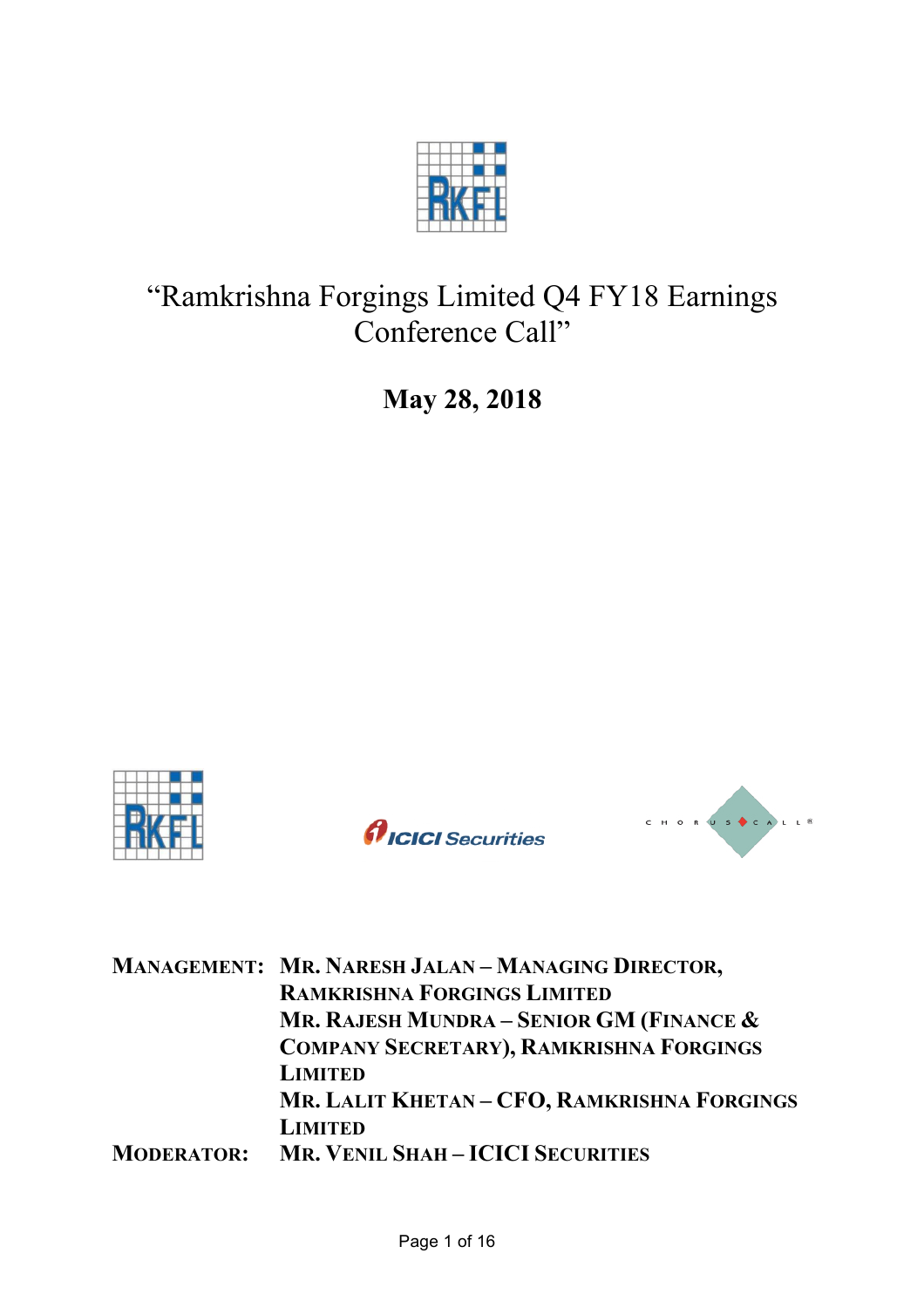# "Ramkrishna Forgings Limited Q4 FY18 Earnings Conference Call"

**May 28, 2018**

| | |
|---|---|
| **MANAGEMENT:** | **MR. NARESH JALAN – MANAGING DIRECTOR, RAMKRISHNA FORGINGS LIMITED** |
| | **MR. RAJESH MUNDRA – SENIOR GM (FINANCE & COMPANY SECRETARY), RAMKRISHNA FORGINGS LIMITED** |
| | **MR. LALIT KHETAN – CFO, RAMKRISHNA FORGINGS LIMITED** |
| **MODERATOR:** | **MR. VENIL SHAH – ICICI SECURITIES** |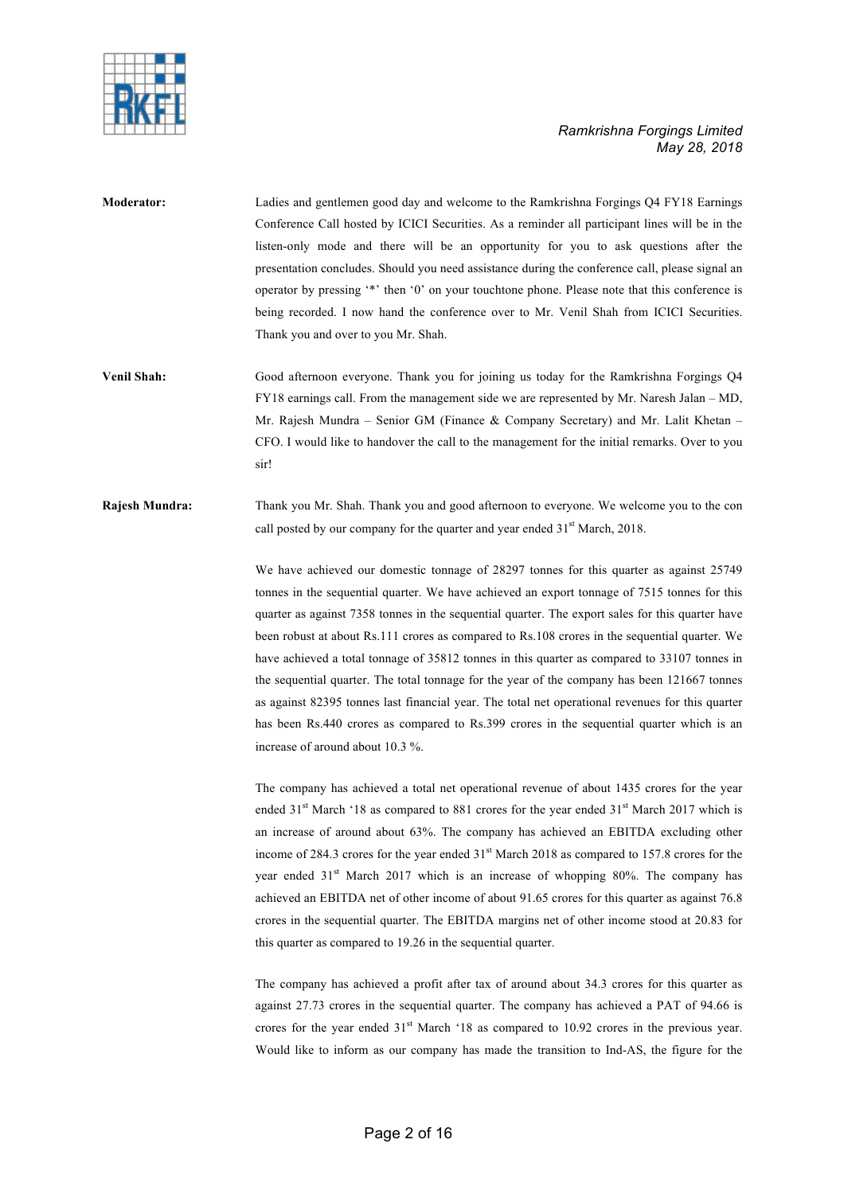**Moderator:** Ladies and gentlemen good day and welcome to the Ramkrishna Forgings Q4 FY18 Earnings Conference Call hosted by ICICI Securities. As a reminder all participant lines will be in the listen-only mode and there will be an opportunity for you to ask questions after the presentation concludes. Should you need assistance during the conference call, please signal an operator by pressing '*' then '0' on your touchtone phone. Please note that this conference is being recorded. I now hand the conference over to Mr. Venil Shah from ICICI Securities. Thank you and over to you Mr. Shah.

**Venil Shah:** Good afternoon everyone. Thank you for joining us today for the Ramkrishna Forgings Q4 FY18 earnings call. From the management side we are represented by Mr. Naresh Jalan – MD, Mr. Rajesh Mundra – Senior GM (Finance & Company Secretary) and Mr. Lalit Khetan – CFO. I would like to handover the call to the management for the initial remarks. Over to you sir!

**Rajesh Mundra:** Thank you Mr. Shah. Thank you and good afternoon to everyone. We welcome you to the con call posted by our company for the quarter and year ended 31st March, 2018.

We have achieved our domestic tonnage of 28297 tonnes for this quarter as against 25749 tonnes in the sequential quarter. We have achieved an export tonnage of 7515 tonnes for this quarter as against 7358 tonnes in the sequential quarter. The export sales for this quarter have been robust at about Rs.111 crores as compared to Rs.108 crores in the sequential quarter. We have achieved a total tonnage of 35812 tonnes in this quarter as compared to 33107 tonnes in the sequential quarter. The total tonnage for the year of the company has been 121667 tonnes as against 82395 tonnes last financial year. The total net operational revenues for this quarter has been Rs.440 crores as compared to Rs.399 crores in the sequential quarter which is an increase of around about 10.3 %.

The company has achieved a total net operational revenue of about 1435 crores for the year ended 31st March '18 as compared to 881 crores for the year ended 31st March 2017 which is an increase of around about 63%. The company has achieved an EBITDA excluding other income of 284.3 crores for the year ended 31st March 2018 as compared to 157.8 crores for the year ended 31st March 2017 which is an increase of whopping 80%. The company has achieved an EBITDA net of other income of about 91.65 crores for this quarter as against 76.8 crores in the sequential quarter. The EBITDA margins net of other income stood at 20.83 for this quarter as compared to 19.26 in the sequential quarter.

The company has achieved a profit after tax of around about 34.3 crores for this quarter as against 27.73 crores in the sequential quarter. The company has achieved a PAT of 94.66 is crores for the year ended 31st March '18 as compared to 10.92 crores in the previous year. Would like to inform as our company has made the transition to Ind-AS, the figure for the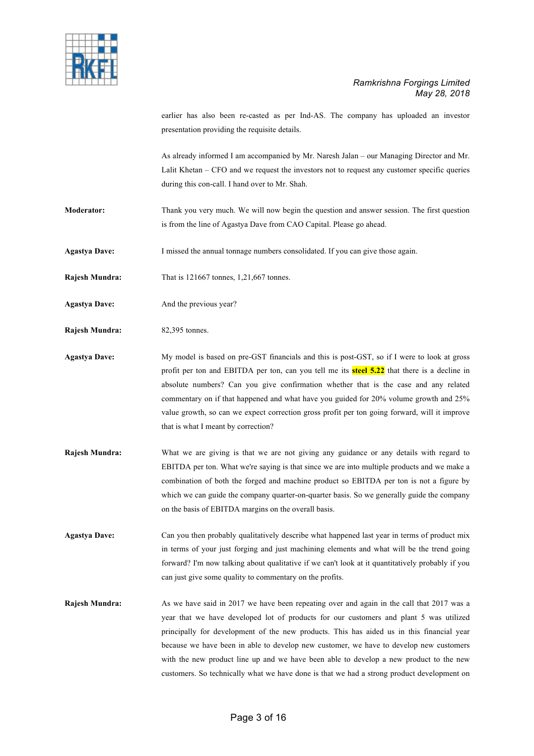earlier has also been re-casted as per Ind-AS. The company has uploaded an investor presentation providing the requisite details.

As already informed I am accompanied by Mr. Naresh Jalan – our Managing Director and Mr. Lalit Khetan – CFO and we request the investors not to request any customer specific queries during this con-call. I hand over to Mr. Shah.

**Moderator:** Thank you very much. We will now begin the question and answer session. The first question is from the line of Agastya Dave from CAO Capital. Please go ahead.

**Agastya Dave:** I missed the annual tonnage numbers consolidated. If you can give those again.

**Rajesh Mundra:** That is 121667 tonnes, 1,21,667 tonnes.

**Agastya Dave:** And the previous year?

**Rajesh Mundra:** 82,395 tonnes.

**Agastya Dave:** My model is based on pre-GST financials and this is post-GST, so if I were to look at gross profit per ton and EBITDA per ton, can you tell me its **steel 5.22** that there is a decline in absolute numbers? Can you give confirmation whether that is the case and any related commentary on if that happened and what have you guided for 20% volume growth and 25% value growth, so can we expect correction gross profit per ton going forward, will it improve that is what I meant by correction?

**Rajesh Mundra:** What we are giving is that we are not giving any guidance or any details with regard to EBITDA per ton. What we're saying is that since we are into multiple products and we make a combination of both the forged and machine product so EBITDA per ton is not a figure by which we can guide the company quarter-on-quarter basis. So we generally guide the company on the basis of EBITDA margins on the overall basis.

**Agastya Dave:** Can you then probably qualitatively describe what happened last year in terms of product mix in terms of your just forging and just machining elements and what will be the trend going forward? I'm now talking about qualitative if we can't look at it quantitatively probably if you can just give some quality to commentary on the profits.

**Rajesh Mundra:** As we have said in 2017 we have been repeating over and again in the call that 2017 was a year that we have developed lot of products for our customers and plant 5 was utilized principally for development of the new products. This has aided us in this financial year because we have been in able to develop new customer, we have to develop new customers with the new product line up and we have been able to develop a new product to the new customers. So technically what we have done is that we had a strong product development on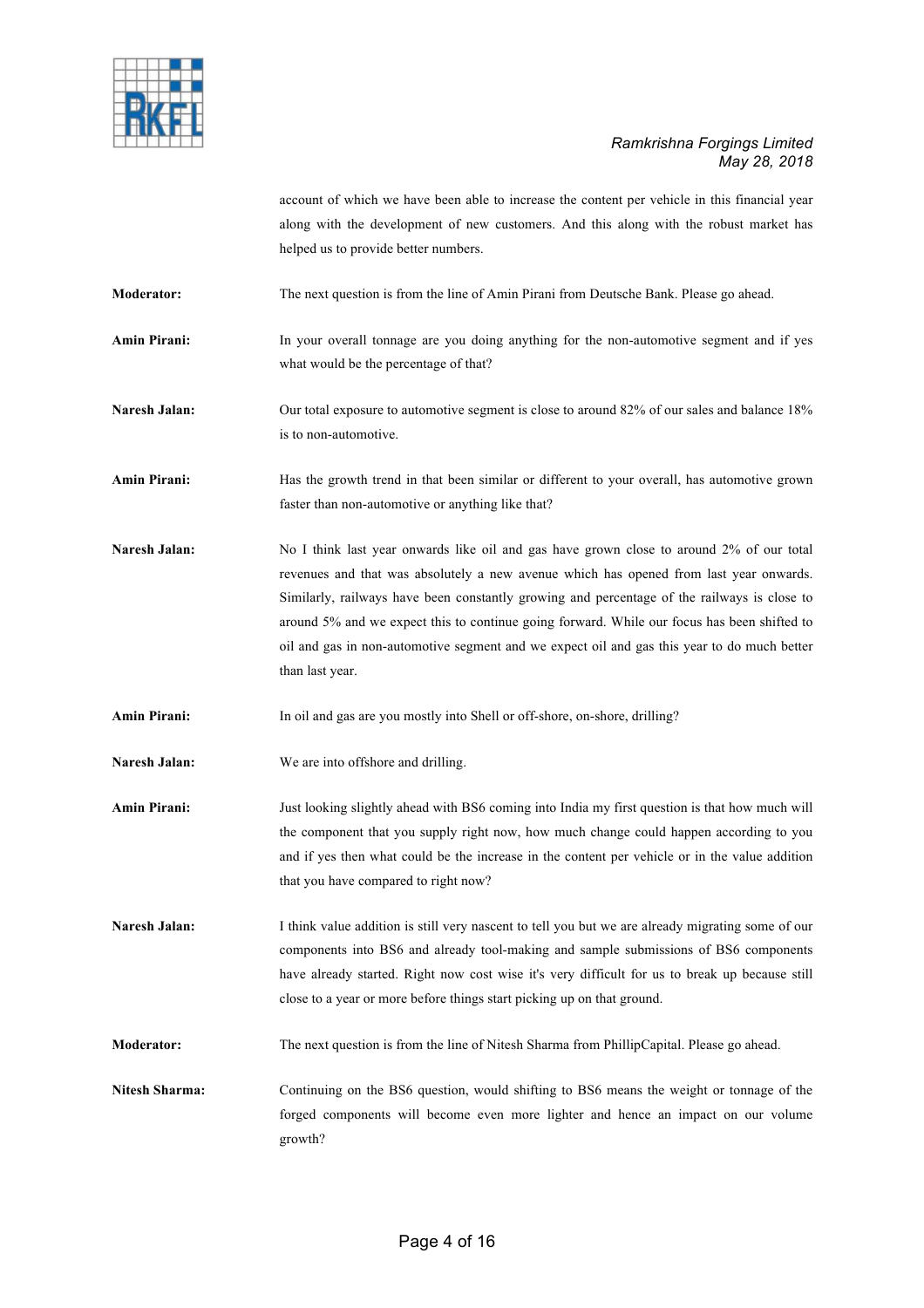account of which we have been able to increase the content per vehicle in this financial year along with the development of new customers. And this along with the robust market has helped us to provide better numbers.

**Moderator:** The next question is from the line of Amin Pirani from Deutsche Bank. Please go ahead.

**Amin Pirani:** In your overall tonnage are you doing anything for the non-automotive segment and if yes what would be the percentage of that?

**Naresh Jalan:** Our total exposure to automotive segment is close to around 82% of our sales and balance 18% is to non-automotive.

**Amin Pirani:** Has the growth trend in that been similar or different to your overall, has automotive grown faster than non-automotive or anything like that?

**Naresh Jalan:** No I think last year onwards like oil and gas have grown close to around 2% of our total revenues and that was absolutely a new avenue which has opened from last year onwards. Similarly, railways have been constantly growing and percentage of the railways is close to around 5% and we expect this to continue going forward. While our focus has been shifted to oil and gas in non-automotive segment and we expect oil and gas this year to do much better than last year.

**Amin Pirani:** In oil and gas are you mostly into Shell or off-shore, on-shore, drilling?

**Naresh Jalan:** We are into offshore and drilling.

**Amin Pirani:** Just looking slightly ahead with BS6 coming into India my first question is that how much will the component that you supply right now, how much change could happen according to you and if yes then what could be the increase in the content per vehicle or in the value addition that you have compared to right now?

**Naresh Jalan:** I think value addition is still very nascent to tell you but we are already migrating some of our components into BS6 and already tool-making and sample submissions of BS6 components have already started. Right now cost wise it's very difficult for us to break up because still close to a year or more before things start picking up on that ground.

**Moderator:** The next question is from the line of Nitesh Sharma from PhillipCapital. Please go ahead.

**Nitesh Sharma:** Continuing on the BS6 question, would shifting to BS6 means the weight or tonnage of the forged components will become even more lighter and hence an impact on our volume growth?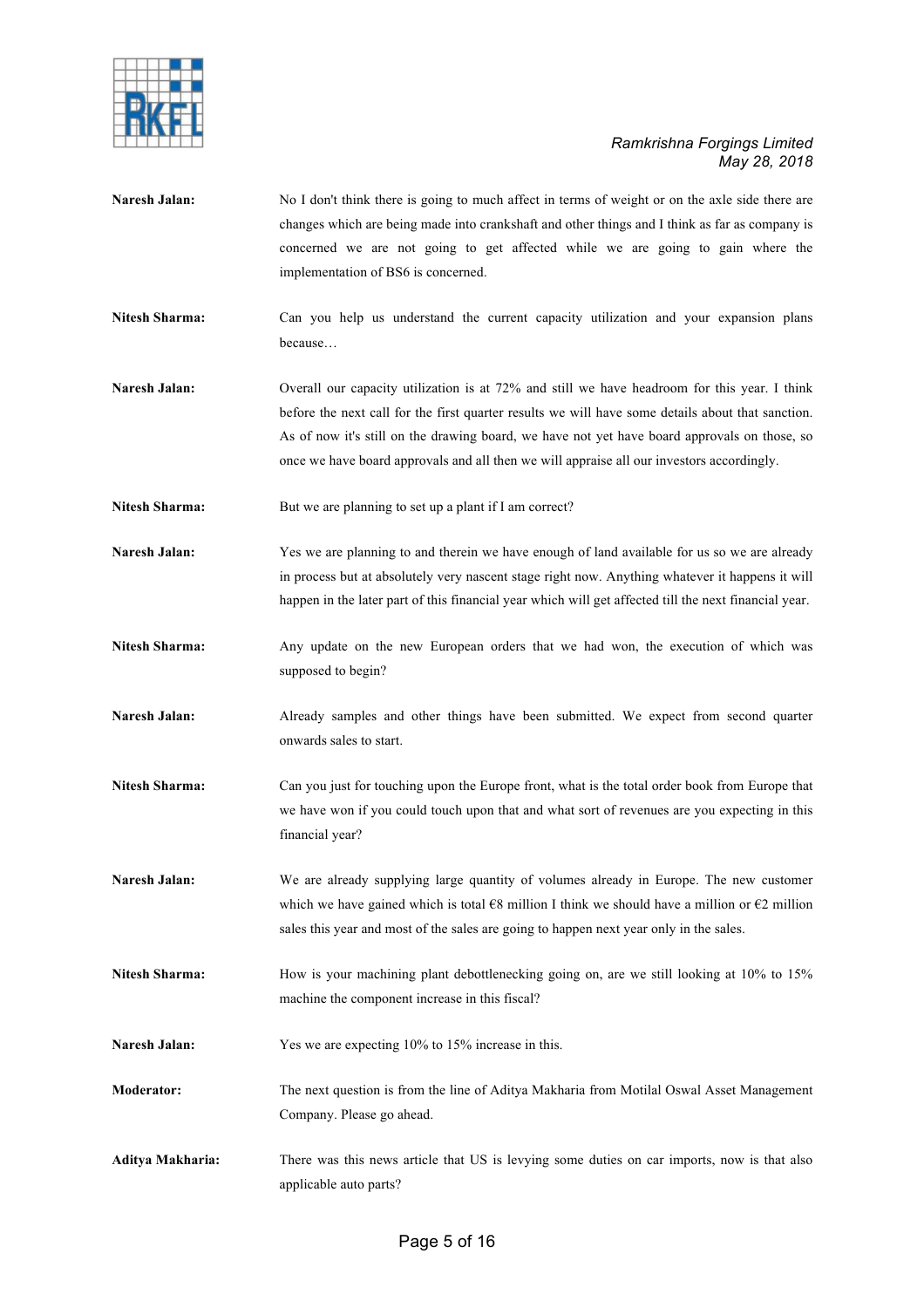**Naresh Jalan:** No I don't think there is going to much affect in terms of weight or on the axle side there are changes which are being made into crankshaft and other things and I think as far as company is concerned we are not going to get affected while we are going to gain where the implementation of BS6 is concerned.

**Nitesh Sharma:** Can you help us understand the current capacity utilization and your expansion plans because…

**Naresh Jalan:** Overall our capacity utilization is at 72% and still we have headroom for this year. I think before the next call for the first quarter results we will have some details about that sanction. As of now it's still on the drawing board, we have not yet have board approvals on those, so once we have board approvals and all then we will appraise all our investors accordingly.

**Nitesh Sharma:** But we are planning to set up a plant if I am correct?

**Naresh Jalan:** Yes we are planning to and therein we have enough of land available for us so we are already in process but at absolutely very nascent stage right now. Anything whatever it happens it will happen in the later part of this financial year which will get affected till the next financial year.

**Nitesh Sharma:** Any update on the new European orders that we had won, the execution of which was supposed to begin?

**Naresh Jalan:** Already samples and other things have been submitted. We expect from second quarter onwards sales to start.

**Nitesh Sharma:** Can you just for touching upon the Europe front, what is the total order book from Europe that we have won if you could touch upon that and what sort of revenues are you expecting in this financial year?

**Naresh Jalan:** We are already supplying large quantity of volumes already in Europe. The new customer which we have gained which is total €8 million I think we should have a million or €2 million sales this year and most of the sales are going to happen next year only in the sales.

**Nitesh Sharma:** How is your machining plant debottlenecking going on, are we still looking at 10% to 15% machine the component increase in this fiscal?

**Naresh Jalan:** Yes we are expecting 10% to 15% increase in this.

**Moderator:** The next question is from the line of Aditya Makharia from Motilal Oswal Asset Management Company. Please go ahead.

**Aditya Makharia:** There was this news article that US is levying some duties on car imports, now is that also applicable auto parts?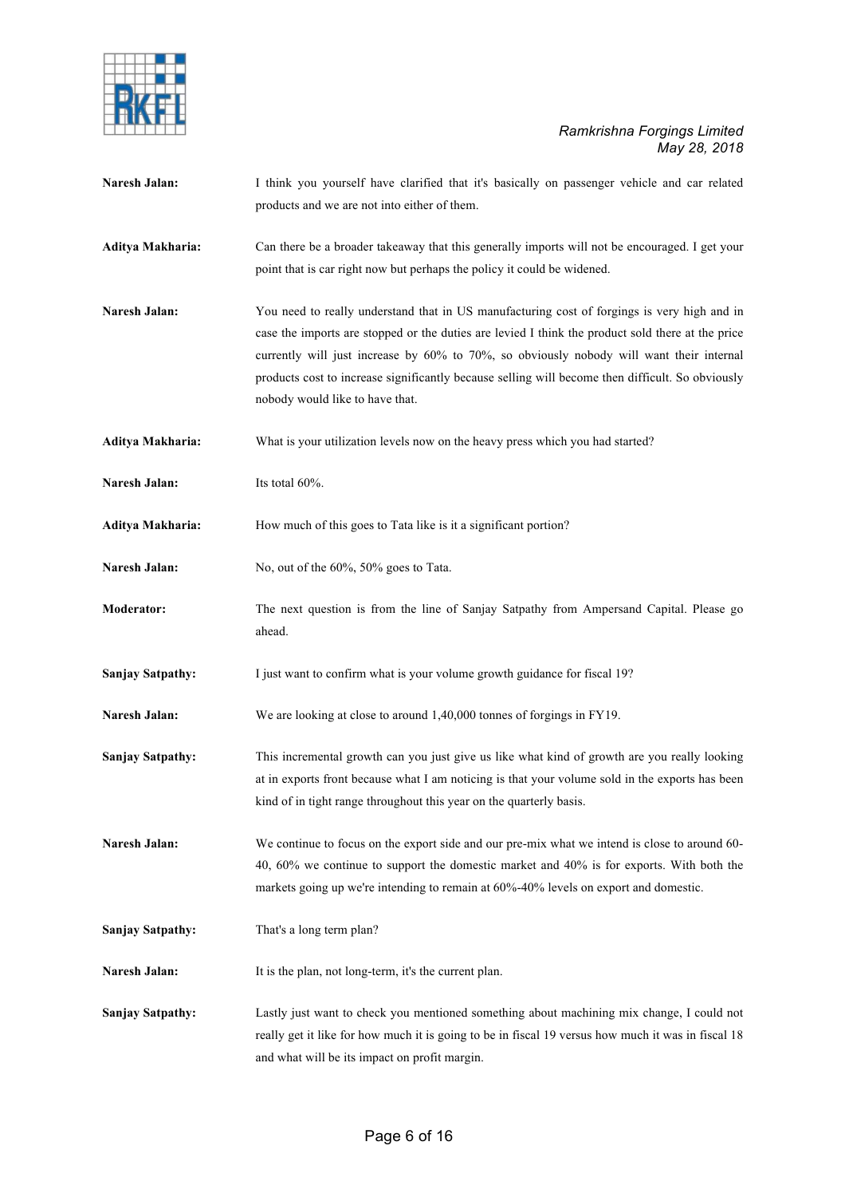**Naresh Jalan:** I think you yourself have clarified that it's basically on passenger vehicle and car related products and we are not into either of them.

**Aditya Makharia:** Can there be a broader takeaway that this generally imports will not be encouraged. I get your point that is car right now but perhaps the policy it could be widened.

**Naresh Jalan:** You need to really understand that in US manufacturing cost of forgings is very high and in case the imports are stopped or the duties are levied I think the product sold there at the price currently will just increase by 60% to 70%, so obviously nobody will want their internal products cost to increase significantly because selling will become then difficult. So obviously nobody would like to have that.

**Aditya Makharia:** What is your utilization levels now on the heavy press which you had started?

**Naresh Jalan:** Its total 60%.

**Aditya Makharia:** How much of this goes to Tata like is it a significant portion?

**Naresh Jalan:** No, out of the 60%, 50% goes to Tata.

**Moderator:** The next question is from the line of Sanjay Satpathy from Ampersand Capital. Please go ahead.

**Sanjay Satpathy:** I just want to confirm what is your volume growth guidance for fiscal 19?

**Naresh Jalan:** We are looking at close to around 1,40,000 tonnes of forgings in FY19.

**Sanjay Satpathy:** This incremental growth can you just give us like what kind of growth are you really looking at in exports front because what I am noticing is that your volume sold in the exports has been kind of in tight range throughout this year on the quarterly basis.

**Naresh Jalan:** We continue to focus on the export side and our pre-mix what we intend is close to around 60-40, 60% we continue to support the domestic market and 40% is for exports. With both the markets going up we're intending to remain at 60%-40% levels on export and domestic.

**Sanjay Satpathy:** That's a long term plan?

**Naresh Jalan:** It is the plan, not long-term, it's the current plan.

**Sanjay Satpathy:** Lastly just want to check you mentioned something about machining mix change, I could not really get it like for how much it is going to be in fiscal 19 versus how much it was in fiscal 18 and what will be its impact on profit margin.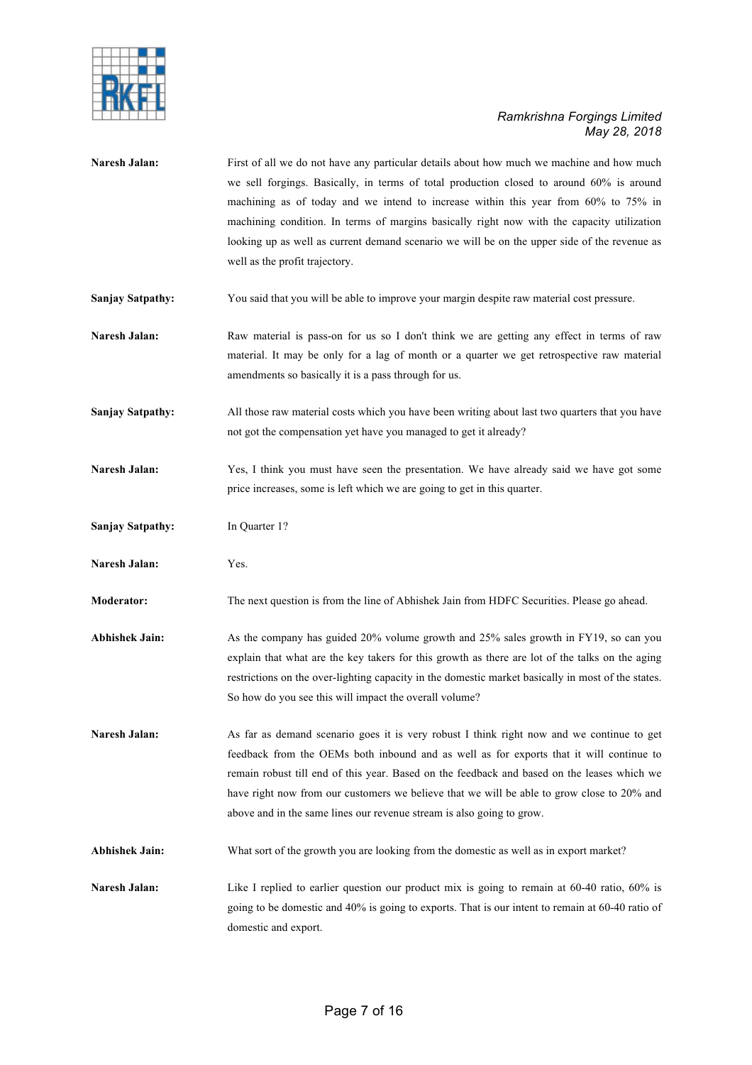**Naresh Jalan:** First of all we do not have any particular details about how much we machine and how much we sell forgings. Basically, in terms of total production closed to around 60% is around machining as of today and we intend to increase within this year from 60% to 75% in machining condition. In terms of margins basically right now with the capacity utilization looking up as well as current demand scenario we will be on the upper side of the revenue as well as the profit trajectory.

**Sanjay Satpathy:** You said that you will be able to improve your margin despite raw material cost pressure.

**Naresh Jalan:** Raw material is pass-on for us so I don't think we are getting any effect in terms of raw material. It may be only for a lag of month or a quarter we get retrospective raw material amendments so basically it is a pass through for us.

**Sanjay Satpathy:** All those raw material costs which you have been writing about last two quarters that you have not got the compensation yet have you managed to get it already?

**Naresh Jalan:** Yes, I think you must have seen the presentation. We have already said we have got some price increases, some is left which we are going to get in this quarter.

**Sanjay Satpathy:** In Quarter 1?

**Naresh Jalan:** Yes.

**Moderator:** The next question is from the line of Abhishek Jain from HDFC Securities. Please go ahead.

**Abhishek Jain:** As the company has guided 20% volume growth and 25% sales growth in FY19, so can you explain that what are the key takers for this growth as there are lot of the talks on the aging restrictions on the over-lighting capacity in the domestic market basically in most of the states. So how do you see this will impact the overall volume?

**Naresh Jalan:** As far as demand scenario goes it is very robust I think right now and we continue to get feedback from the OEMs both inbound and as well as for exports that it will continue to remain robust till end of this year. Based on the feedback and based on the leases which we have right now from our customers we believe that we will be able to grow close to 20% and above and in the same lines our revenue stream is also going to grow.

**Abhishek Jain:** What sort of the growth you are looking from the domestic as well as in export market?

**Naresh Jalan:** Like I replied to earlier question our product mix is going to remain at 60-40 ratio, 60% is going to be domestic and 40% is going to exports. That is our intent to remain at 60-40 ratio of domestic and export.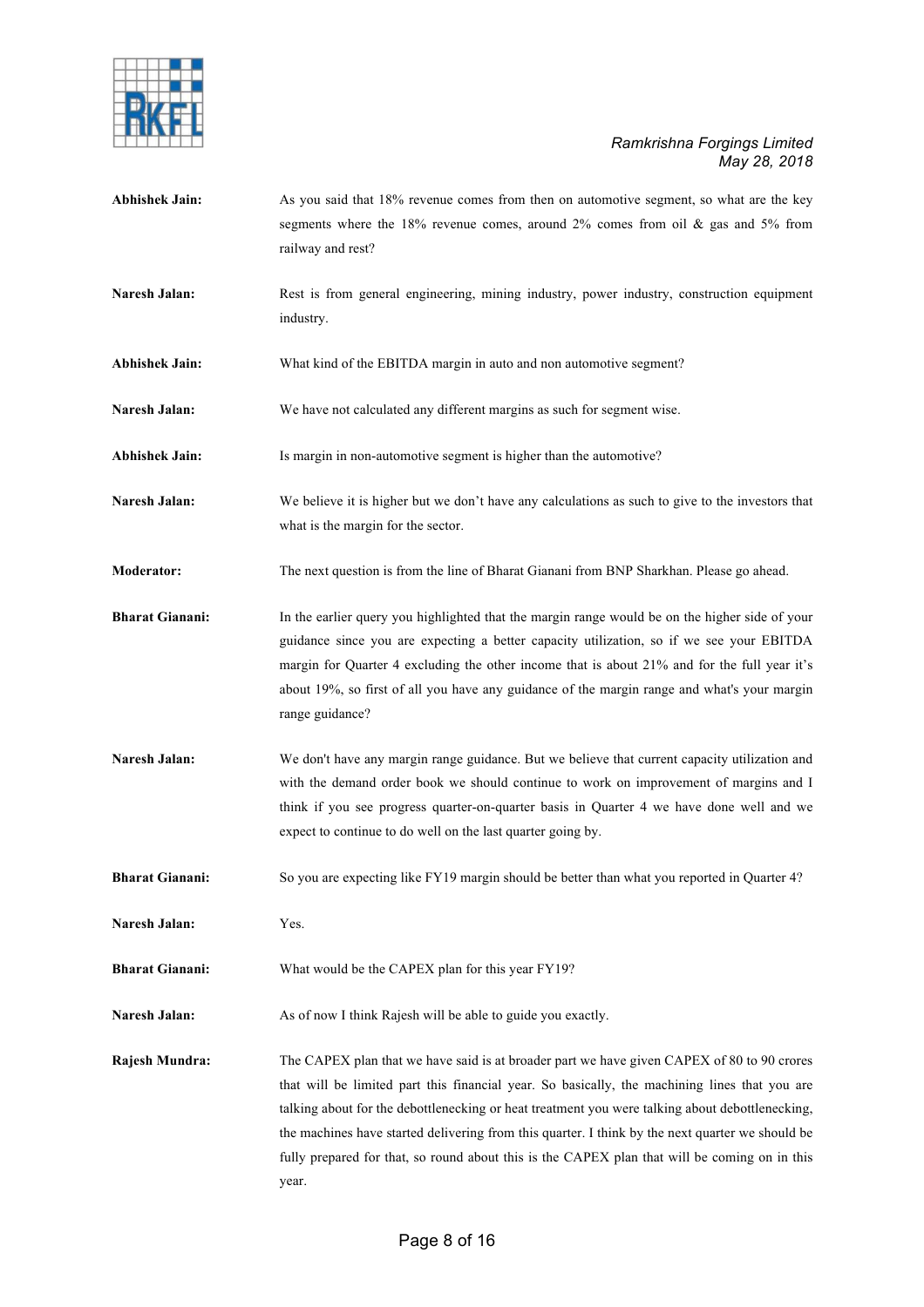**Abhishek Jain:** As you said that 18% revenue comes from then on automotive segment, so what are the key segments where the 18% revenue comes, around 2% comes from oil & gas and 5% from railway and rest?

**Naresh Jalan:** Rest is from general engineering, mining industry, power industry, construction equipment industry.

**Abhishek Jain:** What kind of the EBITDA margin in auto and non automotive segment?

**Naresh Jalan:** We have not calculated any different margins as such for segment wise.

**Abhishek Jain:** Is margin in non-automotive segment is higher than the automotive?

**Naresh Jalan:** We believe it is higher but we don't have any calculations as such to give to the investors that what is the margin for the sector.

**Moderator:** The next question is from the line of Bharat Gianani from BNP Sharkhan. Please go ahead.

**Bharat Gianani:** In the earlier query you highlighted that the margin range would be on the higher side of your guidance since you are expecting a better capacity utilization, so if we see your EBITDA margin for Quarter 4 excluding the other income that is about 21% and for the full year it's about 19%, so first of all you have any guidance of the margin range and what's your margin range guidance?

**Naresh Jalan:** We don't have any margin range guidance. But we believe that current capacity utilization and with the demand order book we should continue to work on improvement of margins and I think if you see progress quarter-on-quarter basis in Quarter 4 we have done well and we expect to continue to do well on the last quarter going by.

**Bharat Gianani:** So you are expecting like FY19 margin should be better than what you reported in Quarter 4?

**Naresh Jalan:** Yes.

**Bharat Gianani:** What would be the CAPEX plan for this year FY19?

**Naresh Jalan:** As of now I think Rajesh will be able to guide you exactly.

**Rajesh Mundra:** The CAPEX plan that we have said is at broader part we have given CAPEX of 80 to 90 crores that will be limited part this financial year. So basically, the machining lines that you are talking about for the debottlenecking or heat treatment you were talking about debottlenecking, the machines have started delivering from this quarter. I think by the next quarter we should be fully prepared for that, so round about this is the CAPEX plan that will be coming on in this year.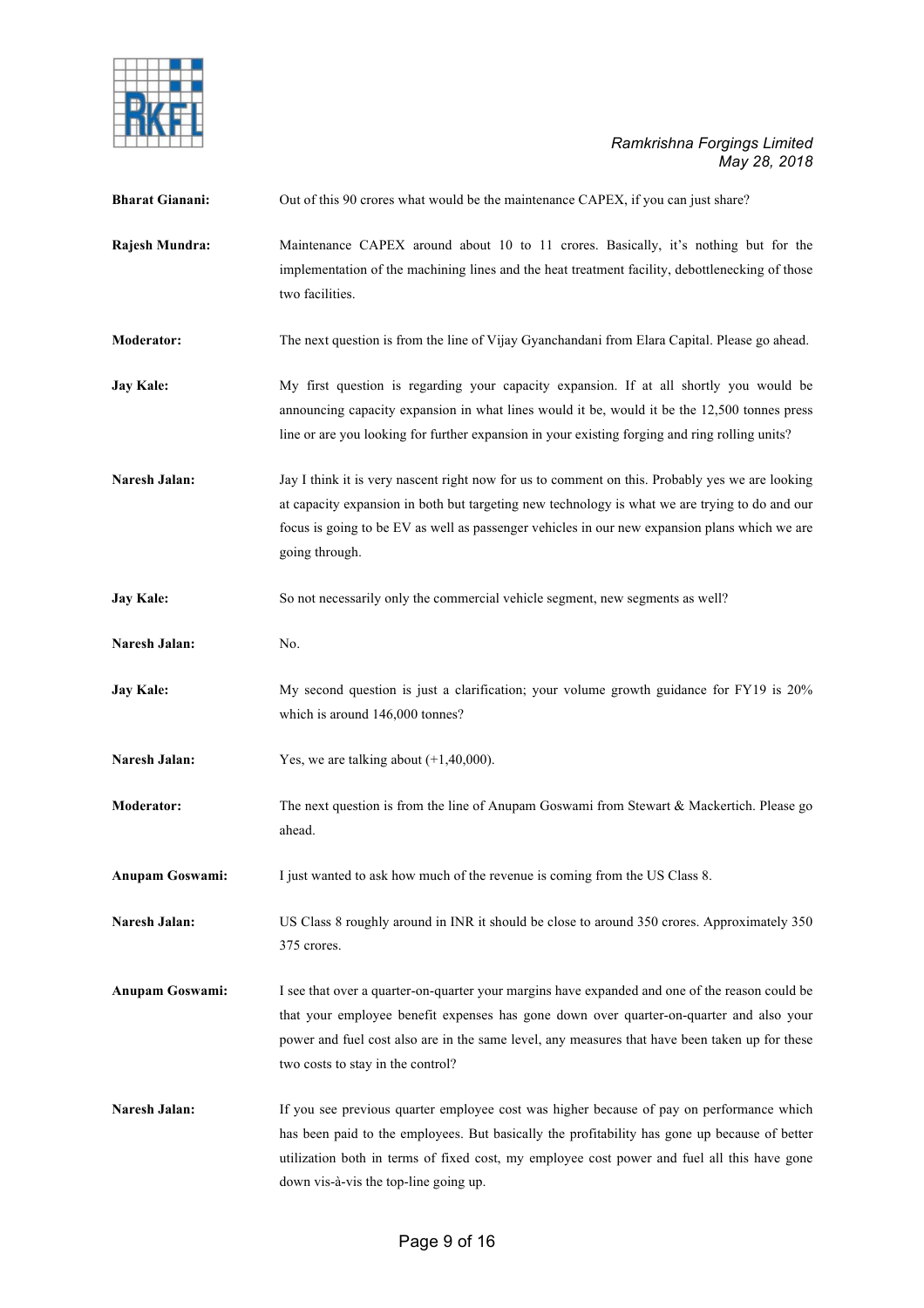**Bharat Gianani:** Out of this 90 crores what would be the maintenance CAPEX, if you can just share?

**Rajesh Mundra:** Maintenance CAPEX around about 10 to 11 crores. Basically, it's nothing but for the implementation of the machining lines and the heat treatment facility, debottlenecking of those two facilities.

**Moderator:** The next question is from the line of Vijay Gyanchandani from Elara Capital. Please go ahead.

**Jay Kale:** My first question is regarding your capacity expansion. If at all shortly you would be announcing capacity expansion in what lines would it be, would it be the 12,500 tonnes press line or are you looking for further expansion in your existing forging and ring rolling units?

**Naresh Jalan:** Jay I think it is very nascent right now for us to comment on this. Probably yes we are looking at capacity expansion in both but targeting new technology is what we are trying to do and our focus is going to be EV as well as passenger vehicles in our new expansion plans which we are going through.

**Jay Kale:** So not necessarily only the commercial vehicle segment, new segments as well?

**Naresh Jalan:** No.

**Jay Kale:** My second question is just a clarification; your volume growth guidance for FY19 is 20% which is around 146,000 tonnes?

**Naresh Jalan:** Yes, we are talking about (+1,40,000).

**Moderator:** The next question is from the line of Anupam Goswami from Stewart & Mackertich. Please go ahead.

**Anupam Goswami:** I just wanted to ask how much of the revenue is coming from the US Class 8.

**Naresh Jalan:** US Class 8 roughly around in INR it should be close to around 350 crores. Approximately 350 375 crores.

**Anupam Goswami:** I see that over a quarter-on-quarter your margins have expanded and one of the reason could be that your employee benefit expenses has gone down over quarter-on-quarter and also your power and fuel cost also are in the same level, any measures that have been taken up for these two costs to stay in the control?

**Naresh Jalan:** If you see previous quarter employee cost was higher because of pay on performance which has been paid to the employees. But basically the profitability has gone up because of better utilization both in terms of fixed cost, my employee cost power and fuel all this have gone down vis-à-vis the top-line going up.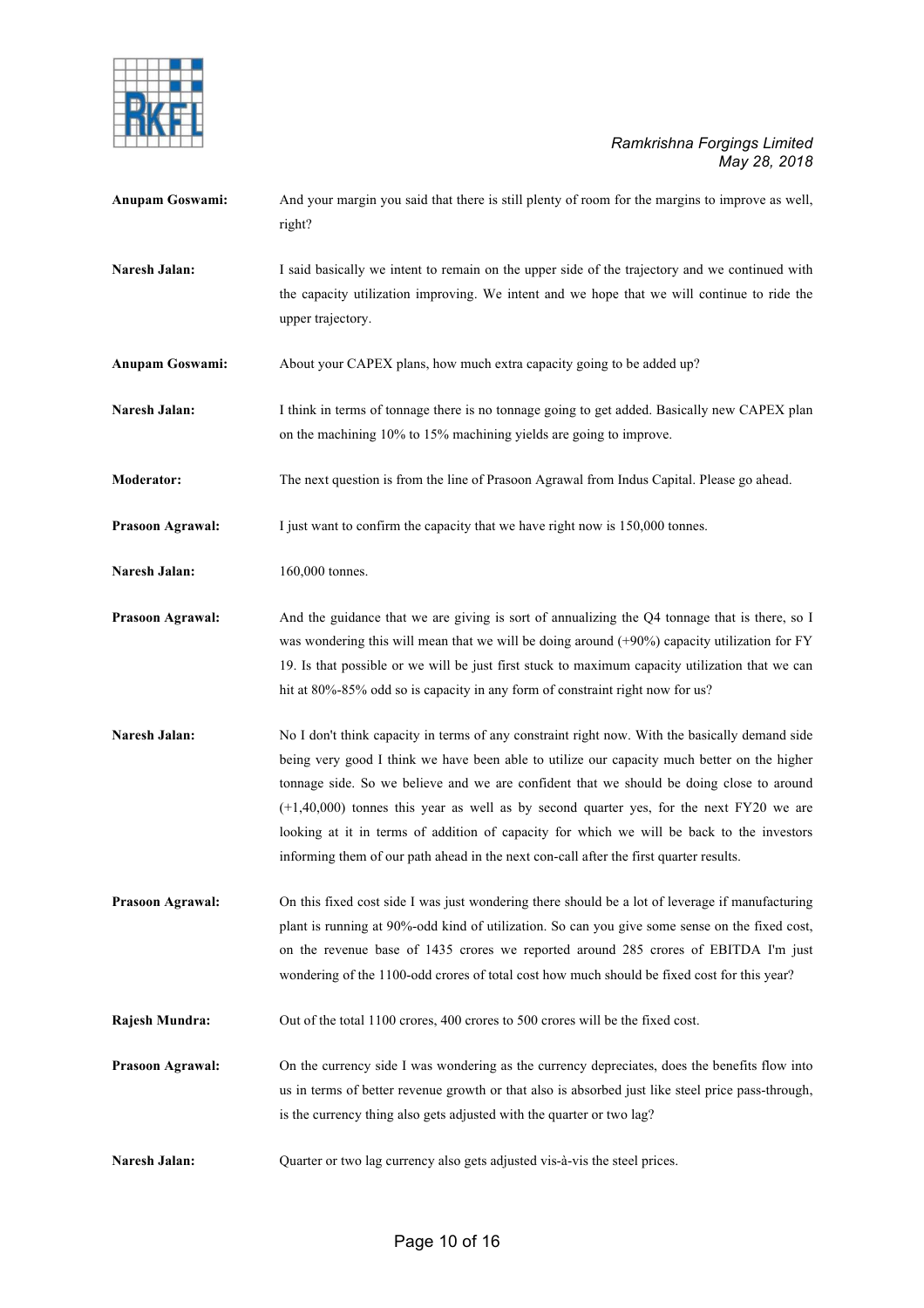**Anupam Goswami:** And your margin you said that there is still plenty of room for the margins to improve as well, right?

**Naresh Jalan:** I said basically we intent to remain on the upper side of the trajectory and we continued with the capacity utilization improving. We intent and we hope that we will continue to ride the upper trajectory.

**Anupam Goswami:** About your CAPEX plans, how much extra capacity going to be added up?

**Naresh Jalan:** I think in terms of tonnage there is no tonnage going to get added. Basically new CAPEX plan on the machining 10% to 15% machining yields are going to improve.

**Moderator:** The next question is from the line of Prasoon Agrawal from Indus Capital. Please go ahead.

**Prasoon Agrawal:** I just want to confirm the capacity that we have right now is 150,000 tonnes.

**Naresh Jalan:** 160,000 tonnes.

**Prasoon Agrawal:** And the guidance that we are giving is sort of annualizing the Q4 tonnage that is there, so I was wondering this will mean that we will be doing around (+90%) capacity utilization for FY 19. Is that possible or we will be just first stuck to maximum capacity utilization that we can hit at 80%-85% odd so is capacity in any form of constraint right now for us?

**Naresh Jalan:** No I don't think capacity in terms of any constraint right now. With the basically demand side being very good I think we have been able to utilize our capacity much better on the higher tonnage side. So we believe and we are confident that we should be doing close to around (+1,40,000) tonnes this year as well as by second quarter yes, for the next FY20 we are looking at it in terms of addition of capacity for which we will be back to the investors informing them of our path ahead in the next con-call after the first quarter results.

**Prasoon Agrawal:** On this fixed cost side I was just wondering there should be a lot of leverage if manufacturing plant is running at 90%-odd kind of utilization. So can you give some sense on the fixed cost, on the revenue base of 1435 crores we reported around 285 crores of EBITDA I'm just wondering of the 1100-odd crores of total cost how much should be fixed cost for this year?

**Rajesh Mundra:** Out of the total 1100 crores, 400 crores to 500 crores will be the fixed cost.

**Prasoon Agrawal:** On the currency side I was wondering as the currency depreciates, does the benefits flow into us in terms of better revenue growth or that also is absorbed just like steel price pass-through, is the currency thing also gets adjusted with the quarter or two lag?

**Naresh Jalan:** Quarter or two lag currency also gets adjusted vis-à-vis the steel prices.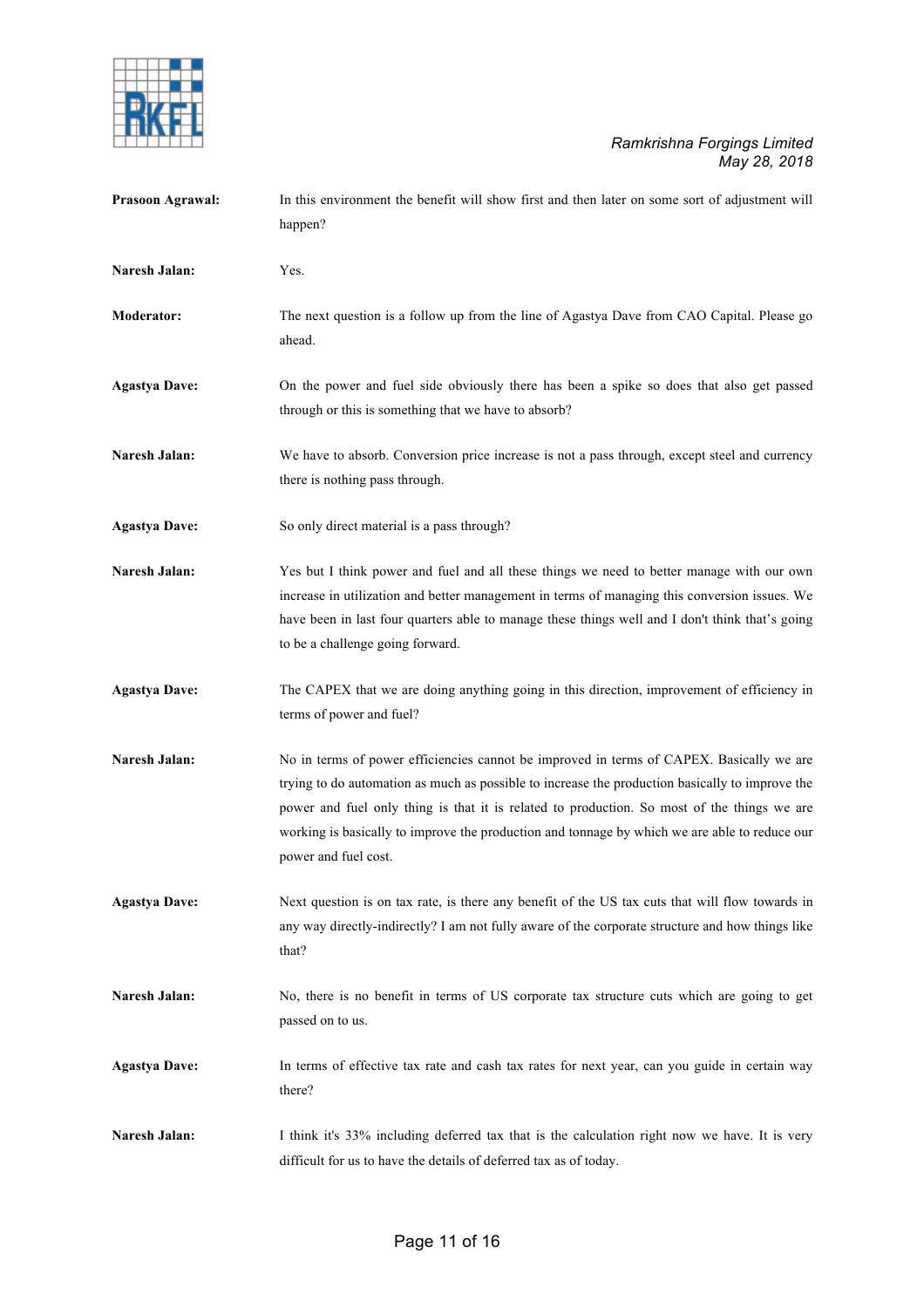**Prasoon Agrawal:** In this environment the benefit will show first and then later on some sort of adjustment will happen?

**Naresh Jalan:** Yes.

**Moderator:** The next question is a follow up from the line of Agastya Dave from CAO Capital. Please go ahead.

**Agastya Dave:** On the power and fuel side obviously there has been a spike so does that also get passed through or this is something that we have to absorb?

**Naresh Jalan:** We have to absorb. Conversion price increase is not a pass through, except steel and currency there is nothing pass through.

**Agastya Dave:** So only direct material is a pass through?

**Naresh Jalan:** Yes but I think power and fuel and all these things we need to better manage with our own increase in utilization and better management in terms of managing this conversion issues. We have been in last four quarters able to manage these things well and I don't think that's going to be a challenge going forward.

**Agastya Dave:** The CAPEX that we are doing anything going in this direction, improvement of efficiency in terms of power and fuel?

**Naresh Jalan:** No in terms of power efficiencies cannot be improved in terms of CAPEX. Basically we are trying to do automation as much as possible to increase the production basically to improve the power and fuel only thing is that it is related to production. So most of the things we are working is basically to improve the production and tonnage by which we are able to reduce our power and fuel cost.

**Agastya Dave:** Next question is on tax rate, is there any benefit of the US tax cuts that will flow towards in any way directly-indirectly? I am not fully aware of the corporate structure and how things like that?

**Naresh Jalan:** No, there is no benefit in terms of US corporate tax structure cuts which are going to get passed on to us.

**Agastya Dave:** In terms of effective tax rate and cash tax rates for next year, can you guide in certain way there?

**Naresh Jalan:** I think it's 33% including deferred tax that is the calculation right now we have. It is very difficult for us to have the details of deferred tax as of today.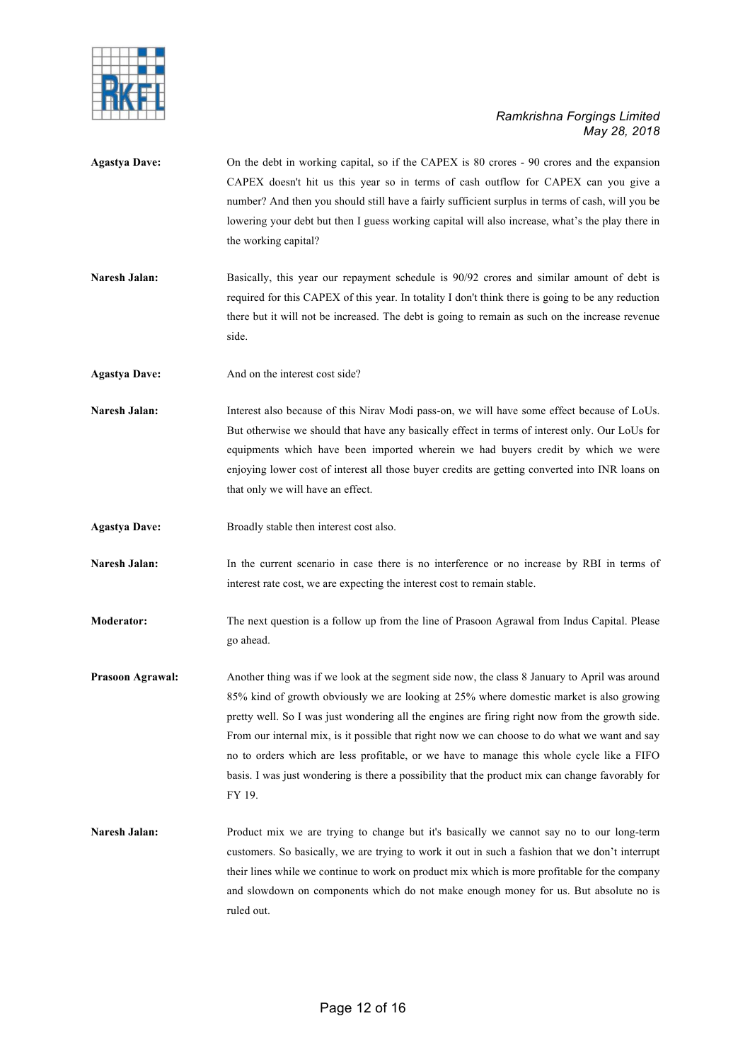**Agastya Dave:** On the debt in working capital, so if the CAPEX is 80 crores - 90 crores and the expansion CAPEX doesn't hit us this year so in terms of cash outflow for CAPEX can you give a number? And then you should still have a fairly sufficient surplus in terms of cash, will you be lowering your debt but then I guess working capital will also increase, what's the play there in the working capital?

**Naresh Jalan:** Basically, this year our repayment schedule is 90/92 crores and similar amount of debt is required for this CAPEX of this year. In totality I don't think there is going to be any reduction there but it will not be increased. The debt is going to remain as such on the increase revenue side.

**Agastya Dave:** And on the interest cost side?

**Naresh Jalan:** Interest also because of this Nirav Modi pass-on, we will have some effect because of LoUs. But otherwise we should that have any basically effect in terms of interest only. Our LoUs for equipments which have been imported wherein we had buyers credit by which we were enjoying lower cost of interest all those buyer credits are getting converted into INR loans on that only we will have an effect.

**Agastya Dave:** Broadly stable then interest cost also.

**Naresh Jalan:** In the current scenario in case there is no interference or no increase by RBI in terms of interest rate cost, we are expecting the interest cost to remain stable.

**Moderator:** The next question is a follow up from the line of Prasoon Agrawal from Indus Capital. Please go ahead.

**Prasoon Agrawal:** Another thing was if we look at the segment side now, the class 8 January to April was around 85% kind of growth obviously we are looking at 25% where domestic market is also growing pretty well. So I was just wondering all the engines are firing right now from the growth side. From our internal mix, is it possible that right now we can choose to do what we want and say no to orders which are less profitable, or we have to manage this whole cycle like a FIFO basis. I was just wondering is there a possibility that the product mix can change favorably for FY 19.

**Naresh Jalan:** Product mix we are trying to change but it's basically we cannot say no to our long-term customers. So basically, we are trying to work it out in such a fashion that we don't interrupt their lines while we continue to work on product mix which is more profitable for the company and slowdown on components which do not make enough money for us. But absolute no is ruled out.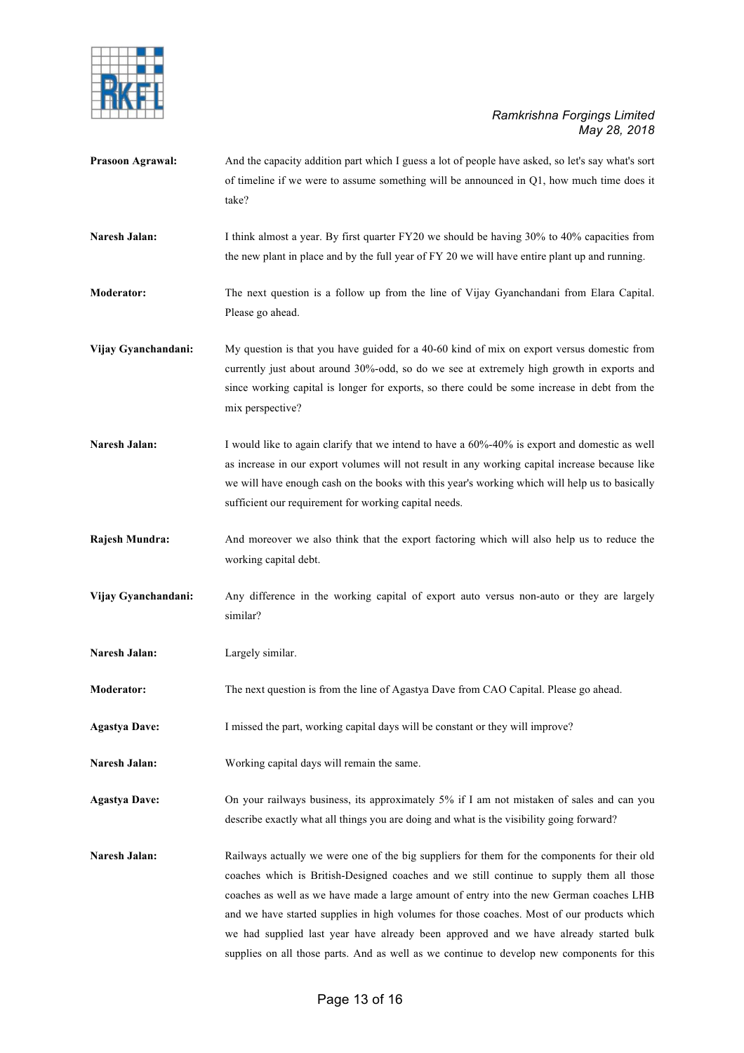**Prasoon Agrawal:** And the capacity addition part which I guess a lot of people have asked, so let's say what's sort of timeline if we were to assume something will be announced in Q1, how much time does it take?

**Naresh Jalan:** I think almost a year. By first quarter FY20 we should be having 30% to 40% capacities from the new plant in place and by the full year of FY 20 we will have entire plant up and running.

**Moderator:** The next question is a follow up from the line of Vijay Gyanchandani from Elara Capital. Please go ahead.

**Vijay Gyanchandani:** My question is that you have guided for a 40-60 kind of mix on export versus domestic from currently just about around 30%-odd, so do we see at extremely high growth in exports and since working capital is longer for exports, so there could be some increase in debt from the mix perspective?

**Naresh Jalan:** I would like to again clarify that we intend to have a 60%-40% is export and domestic as well as increase in our export volumes will not result in any working capital increase because like we will have enough cash on the books with this year's working which will help us to basically sufficient our requirement for working capital needs.

**Rajesh Mundra:** And moreover we also think that the export factoring which will also help us to reduce the working capital debt.

**Vijay Gyanchandani:** Any difference in the working capital of export auto versus non-auto or they are largely similar?

**Naresh Jalan:** Largely similar.

**Moderator:** The next question is from the line of Agastya Dave from CAO Capital. Please go ahead.

**Agastya Dave:** I missed the part, working capital days will be constant or they will improve?

**Naresh Jalan:** Working capital days will remain the same.

**Agastya Dave:** On your railways business, its approximately 5% if I am not mistaken of sales and can you describe exactly what all things you are doing and what is the visibility going forward?

**Naresh Jalan:** Railways actually we were one of the big suppliers for them for the components for their old coaches which is British-Designed coaches and we still continue to supply them all those coaches as well as we have made a large amount of entry into the new German coaches LHB and we have started supplies in high volumes for those coaches. Most of our products which we had supplied last year have already been approved and we have already started bulk supplies on all those parts. And as well as we continue to develop new components for this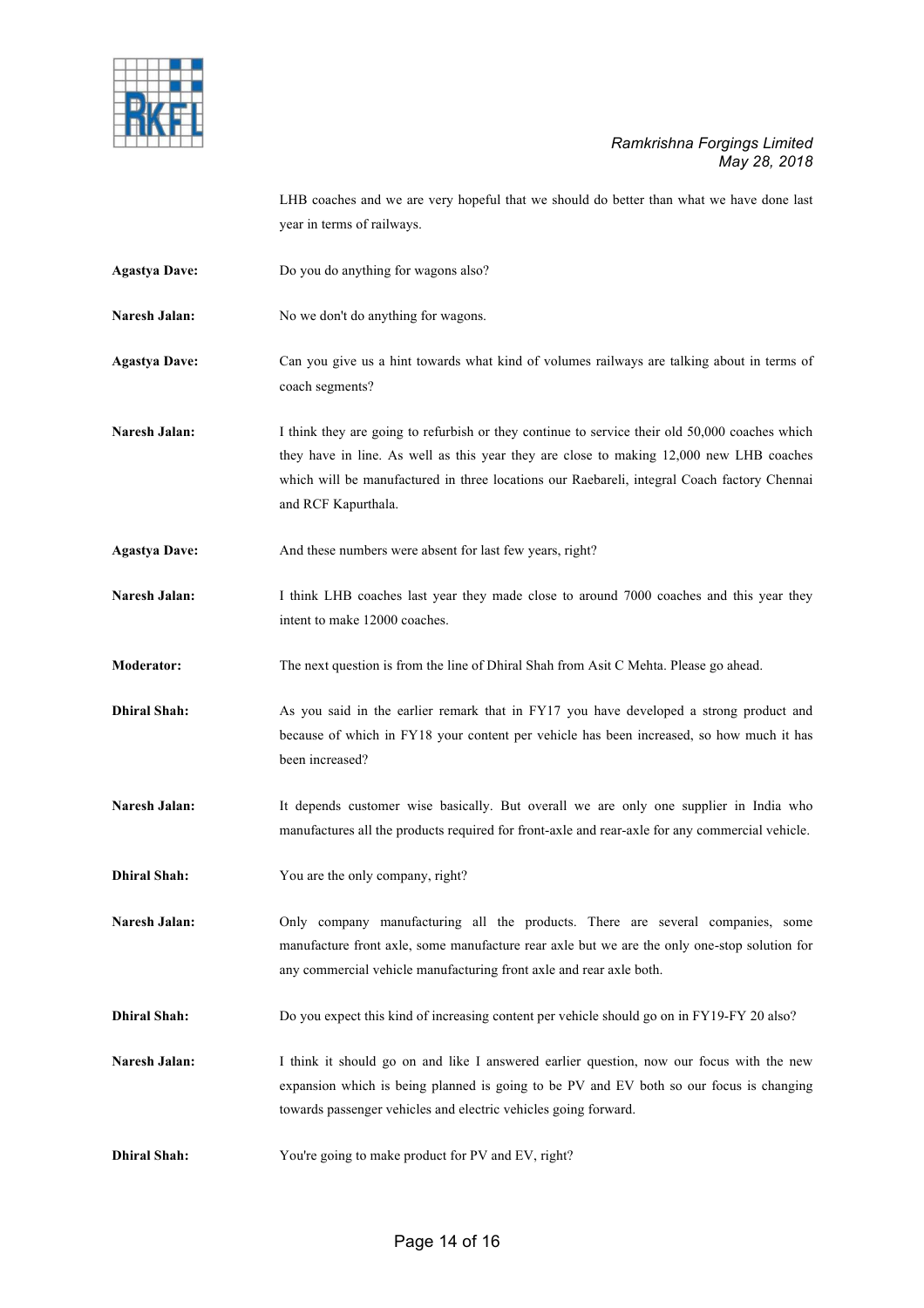LHB coaches and we are very hopeful that we should do better than what we have done last year in terms of railways.

**Agastya Dave:** Do you do anything for wagons also?

**Naresh Jalan:** No we don't do anything for wagons.

**Agastya Dave:** Can you give us a hint towards what kind of volumes railways are talking about in terms of coach segments?

**Naresh Jalan:** I think they are going to refurbish or they continue to service their old 50,000 coaches which they have in line. As well as this year they are close to making 12,000 new LHB coaches which will be manufactured in three locations our Raebareli, integral Coach factory Chennai and RCF Kapurthala.

**Agastya Dave:** And these numbers were absent for last few years, right?

**Naresh Jalan:** I think LHB coaches last year they made close to around 7000 coaches and this year they intent to make 12000 coaches.

**Moderator:** The next question is from the line of Dhiral Shah from Asit C Mehta. Please go ahead.

**Dhiral Shah:** As you said in the earlier remark that in FY17 you have developed a strong product and because of which in FY18 your content per vehicle has been increased, so how much it has been increased?

**Naresh Jalan:** It depends customer wise basically. But overall we are only one supplier in India who manufactures all the products required for front-axle and rear-axle for any commercial vehicle.

**Dhiral Shah:** You are the only company, right?

**Naresh Jalan:** Only company manufacturing all the products. There are several companies, some manufacture front axle, some manufacture rear axle but we are the only one-stop solution for any commercial vehicle manufacturing front axle and rear axle both.

**Dhiral Shah:** Do you expect this kind of increasing content per vehicle should go on in FY19-FY 20 also?

**Naresh Jalan:** I think it should go on and like I answered earlier question, now our focus with the new expansion which is being planned is going to be PV and EV both so our focus is changing towards passenger vehicles and electric vehicles going forward.

**Dhiral Shah:** You're going to make product for PV and EV, right?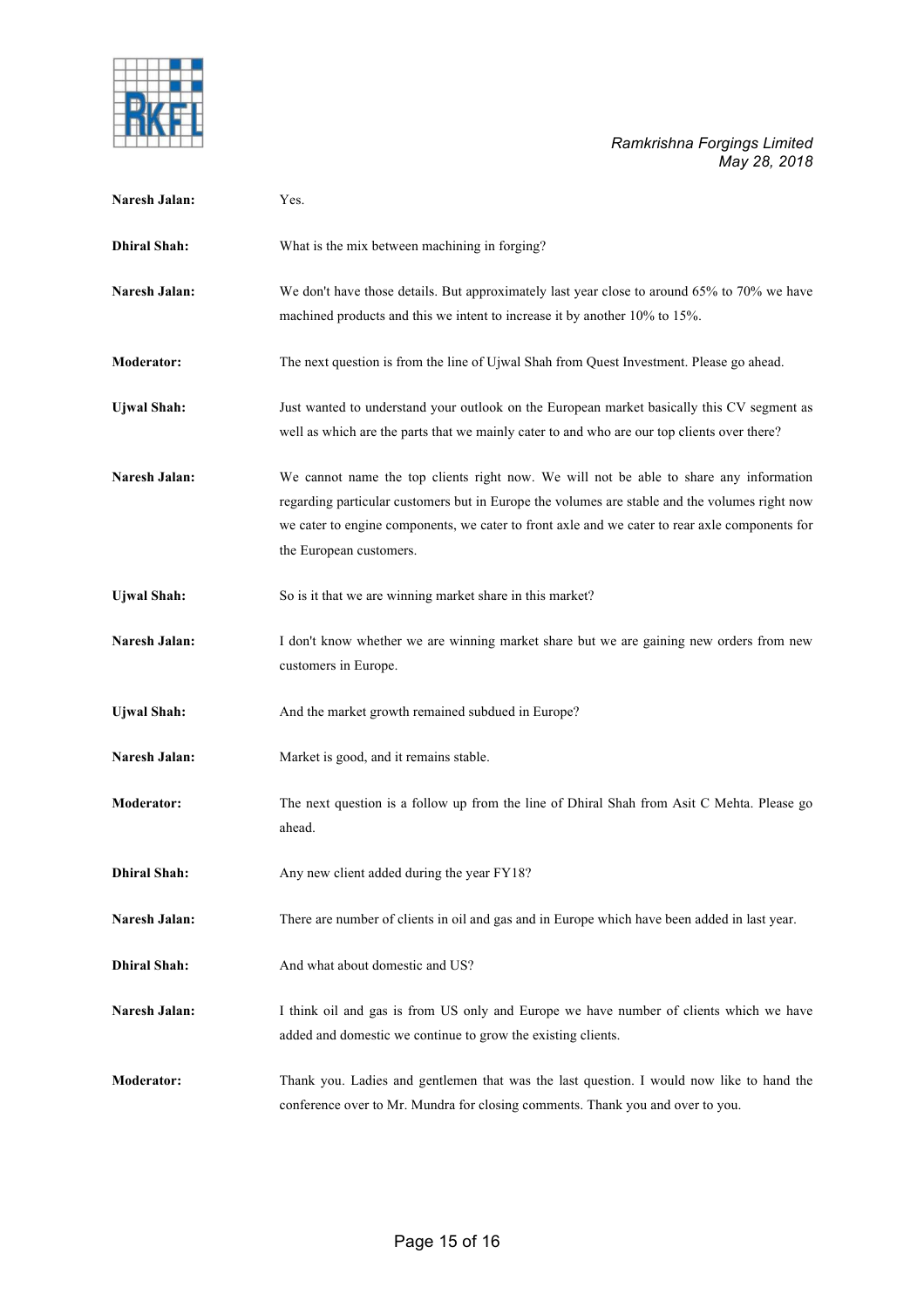**Naresh Jalan:** Yes.

**Dhiral Shah:** What is the mix between machining in forging?

**Naresh Jalan:** We don't have those details. But approximately last year close to around 65% to 70% we have machined products and this we intent to increase it by another 10% to 15%.

**Moderator:** The next question is from the line of Ujwal Shah from Quest Investment. Please go ahead.

**Ujwal Shah:** Just wanted to understand your outlook on the European market basically this CV segment as well as which are the parts that we mainly cater to and who are our top clients over there?

**Naresh Jalan:** We cannot name the top clients right now. We will not be able to share any information regarding particular customers but in Europe the volumes are stable and the volumes right now we cater to engine components, we cater to front axle and we cater to rear axle components for the European customers.

**Ujwal Shah:** So is it that we are winning market share in this market?

**Naresh Jalan:** I don't know whether we are winning market share but we are gaining new orders from new customers in Europe.

**Ujwal Shah:** And the market growth remained subdued in Europe?

**Naresh Jalan:** Market is good, and it remains stable.

**Moderator:** The next question is a follow up from the line of Dhiral Shah from Asit C Mehta. Please go ahead.

**Dhiral Shah:** Any new client added during the year FY18?

**Naresh Jalan:** There are number of clients in oil and gas and in Europe which have been added in last year.

**Dhiral Shah:** And what about domestic and US?

**Naresh Jalan:** I think oil and gas is from US only and Europe we have number of clients which we have added and domestic we continue to grow the existing clients.

**Moderator:** Thank you. Ladies and gentlemen that was the last question. I would now like to hand the conference over to Mr. Mundra for closing comments. Thank you and over to you.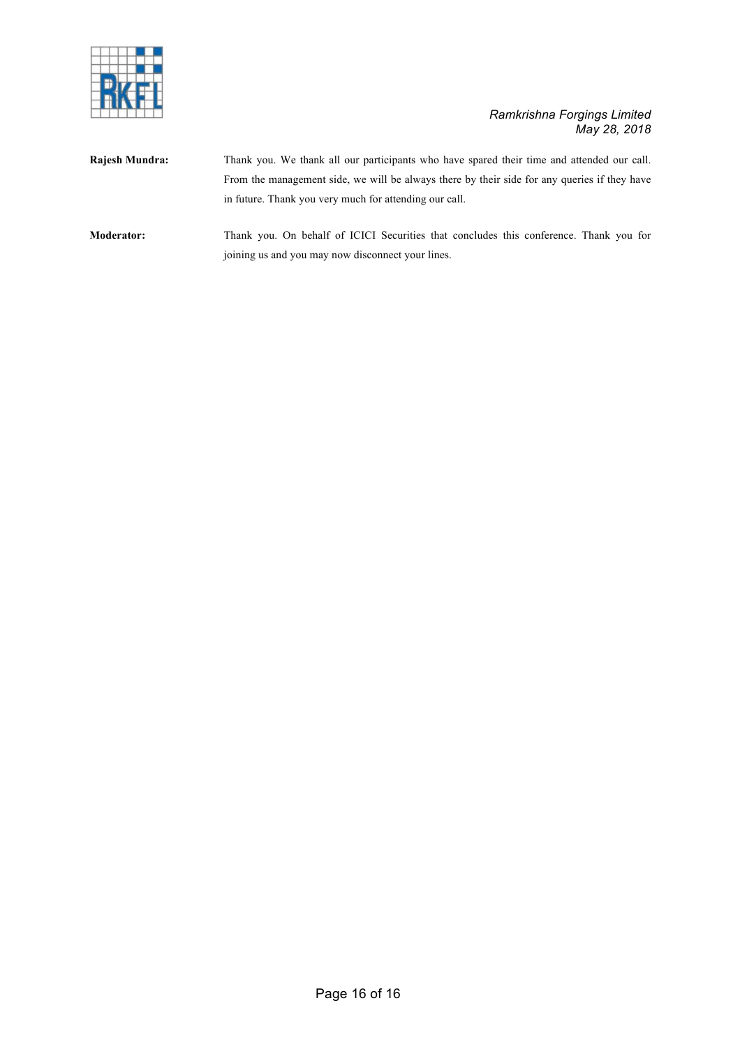**Rajesh Mundra:** Thank you. We thank all our participants who have spared their time and attended our call. From the management side, we will be always there by their side for any queries if they have in future. Thank you very much for attending our call.

**Moderator:** Thank you. On behalf of ICICI Securities that concludes this conference. Thank you for joining us and you may now disconnect your lines.